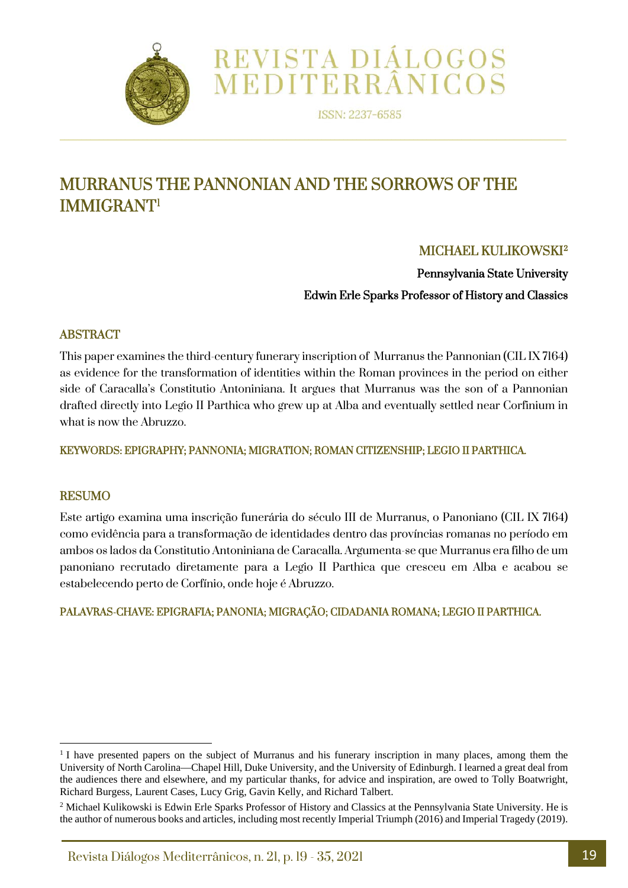# MURRANUS THE PANNONIAN AND THE SORROWS OF THE IMMIGRANT[1]

**MICHAEL KULIKOWSKI[2]**

**Pennsylvania State University**

**Edwin Erle Sparks Professor of History and Classics**

## ABSTRACT

This paper examines the third-century funerary inscription of Murranus the Pannonian (CIL IX 7164) as evidence for the transformation of identities within the Roman provinces in the period on either side of Caracalla's Constitutio Antoniniana. It argues that Murranus was the son of a Pannonian drafted directly into Legio II Parthica who grew up at Alba and eventually settled near Corfinium in what is now the Abruzzo.

KEYWORDS: EPIGRAPHY; PANNONIA; MIGRATION; ROMAN CITIZENSHIP; LEGIO II PARTHICA.

## RESUMO

Este artigo examina uma inscrição funerária do século III de Murranus, o Panoniano (CIL IX 7164) como evidência para a transformação de identidades dentro das províncias romanas no período em ambos os lados da Constitutio Antoniniana de Caracalla. Argumenta-se que Murranus era filho de um panoniano recrutado diretamente para a Legio II Parthica que cresceu em Alba e acabou se estabelecendo perto de Corfínio, onde hoje é Abruzzo.

PALAVRAS-CHAVE: EPIGRAFIA; PANONIA; MIGRAÇÃO; CIDADANIA ROMANA; LEGIO II PARTHICA.

---

[1] I have presented papers on the subject of Murranus and his funerary inscription in many places, among them the University of North Carolina—Chapel Hill, Duke University, and the University of Edinburgh. I learned a great deal from the audiences there and elsewhere, and my particular thanks, for advice and inspiration, are owed to Tolly Boatwright, Richard Burgess, Laurent Cases, Lucy Grig, Gavin Kelly, and Richard Talbert.

[2] Michael Kulikowski is Edwin Erle Sparks Professor of History and Classics at the Pennsylvania State University. He is the author of numerous books and articles, including most recently Imperial Triumph (2016) and Imperial Tragedy (2019).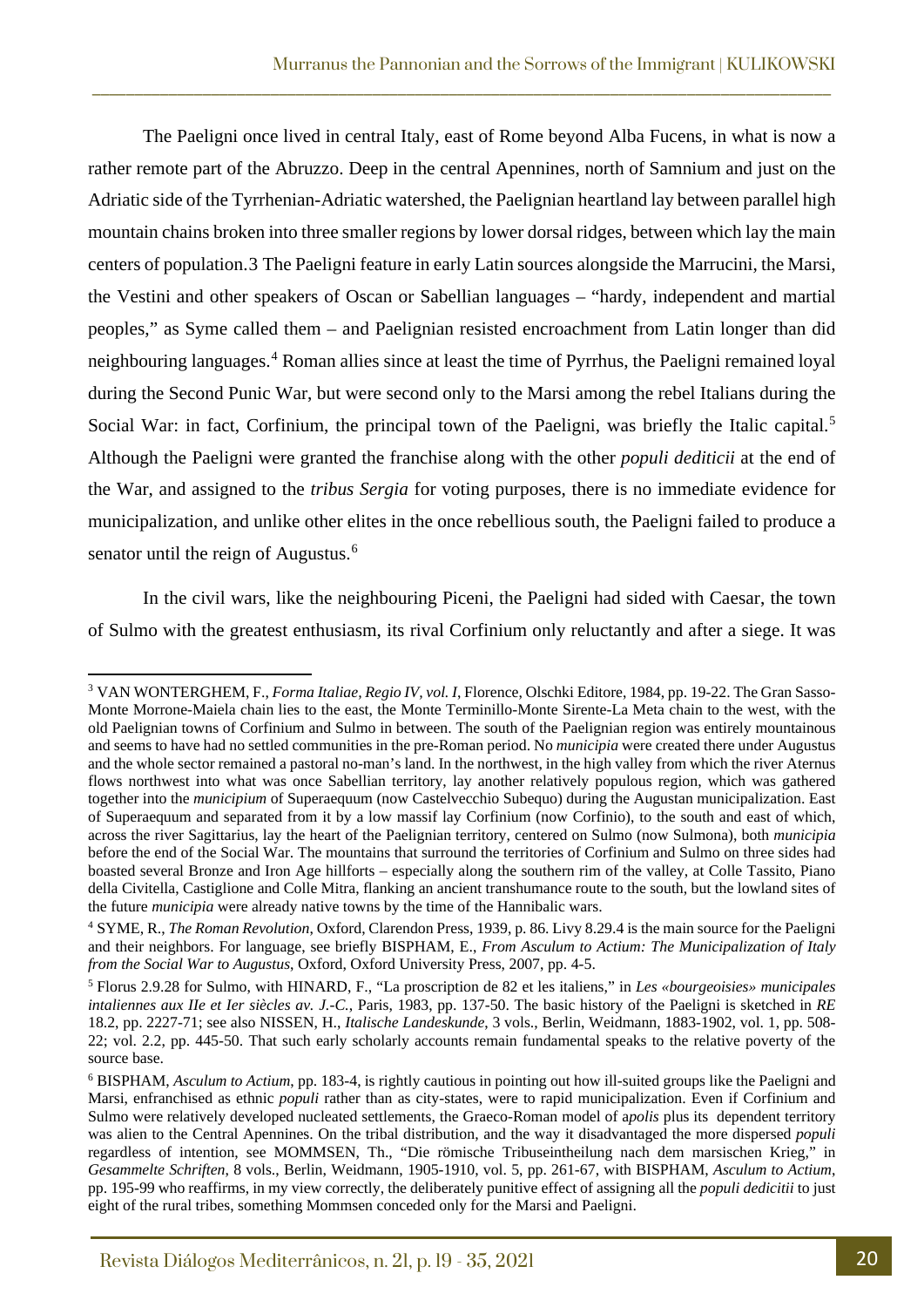The Paeligni once lived in central Italy, east of Rome beyond Alba Fucens, in what is now a rather remote part of the Abruzzo. Deep in the central Apennines, north of Samnium and just on the Adriatic side of the Tyrrhenian-Adriatic watershed, the Paelignian heartland lay between parallel high mountain chains broken into three smaller regions by lower dorsal ridges, between which lay the main centers of population.[3] The Paeligni feature in early Latin sources alongside the Marrucini, the Marsi, the Vestini and other speakers of Oscan or Sabellian languages – "hardy, independent and martial peoples," as Syme called them – and Paelignian resisted encroachment from Latin longer than did neighbouring languages.[4] Roman allies since at least the time of Pyrrhus, the Paeligni remained loyal during the Second Punic War, but were second only to the Marsi among the rebel Italians during the Social War: in fact, Corfinium, the principal town of the Paeligni, was briefly the Italic capital.[5] Although the Paeligni were granted the franchise along with the other *populi dediticii* at the end of the War, and assigned to the *tribus Sergia* for voting purposes, there is no immediate evidence for municipalization, and unlike other elites in the once rebellious south, the Paeligni failed to produce a senator until the reign of Augustus.[6]

In the civil wars, like the neighbouring Piceni, the Paeligni had sided with Caesar, the town of Sulmo with the greatest enthusiasm, its rival Corfinium only reluctantly and after a siege. It was

---

[3] VAN WONTERGHEM, F., *Forma Italiae, Regio IV, vol. I*, Florence, Olschki Editore, 1984, pp. 19-22. The Gran Sasso-Monte Morrone-Maiela chain lies to the east, the Monte Terminillo-Monte Sirente-La Meta chain to the west, with the old Paelignian towns of Corfinium and Sulmo in between. The south of the Paelignian region was entirely mountainous and seems to have had no settled communities in the pre-Roman period. No *municipia* were created there under Augustus and the whole sector remained a pastoral no-man's land. In the northwest, in the high valley from which the river Aternus flows northwest into what was once Sabellian territory, lay another relatively populous region, which was gathered together into the *municipium* of Superaequum (now Castelvecchio Subequo) during the Augustan municipalization. East of Superaequum and separated from it by a low massif lay Corfinium (now Corfinio), to the south and east of which, across the river Sagittarius, lay the heart of the Paelignian territory, centered on Sulmo (now Sulmona), both *municipia* before the end of the Social War. The mountains that surround the territories of Corfinium and Sulmo on three sides had boasted several Bronze and Iron Age hillforts – especially along the southern rim of the valley, at Colle Tassito, Piano della Civitella, Castiglione and Colle Mitra, flanking an ancient transhumance route to the south, but the lowland sites of the future *municipia* were already native towns by the time of the Hannibalic wars.

[4] SYME, R., *The Roman Revolution*, Oxford, Clarendon Press, 1939, p. 86. Livy 8.29.4 is the main source for the Paeligni and their neighbors. For language, see briefly BISPHAM, E., *From Asculum to Actium: The Municipalization of Italy from the Social War to Augustus*, Oxford, Oxford University Press, 2007, pp. 4-5.

[5] Florus 2.9.28 for Sulmo, with HINARD, F., "La proscription de 82 et les italiens," in *Les «bourgeoisies» municipales intaliennes aux IIe et Ier siècles av. J.-C.*, Paris, 1983, pp. 137-50. The basic history of the Paeligni is sketched in *RE* 18.2, pp. 2227-71; see also NISSEN, H., *Italische Landeskunde*, 3 vols., Berlin, Weidmann, 1883-1902, vol. 1, pp. 508-22; vol. 2.2, pp. 445-50. That such early scholarly accounts remain fundamental speaks to the relative poverty of the source base.

[6] BISPHAM, *Asculum to Actium*, pp. 183-4, is rightly cautious in pointing out how ill-suited groups like the Paeligni and Marsi, enfranchised as ethnic *populi* rather than as city-states, were to rapid municipalization. Even if Corfinium and Sulmo were relatively developed nucleated settlements, the Graeco-Roman model of a*polis* plus its dependent territory was alien to the Central Apennines. On the tribal distribution, and the way it disadvantaged the more dispersed *populi* regardless of intention, see MOMMSEN, Th., "Die römische Tribuseintheilung nach dem marsischen Krieg," in *Gesammelte Schriften*, 8 vols., Berlin, Weidmann, 1905-1910, vol. 5, pp. 261-67, with BISPHAM, *Asculum to Actium*, pp. 195-99 who reaffirms, in my view correctly, the deliberately punitive effect of assigning all the *populi dedicitii* to just eight of the rural tribes, something Mommsen conceded only for the Marsi and Paeligni.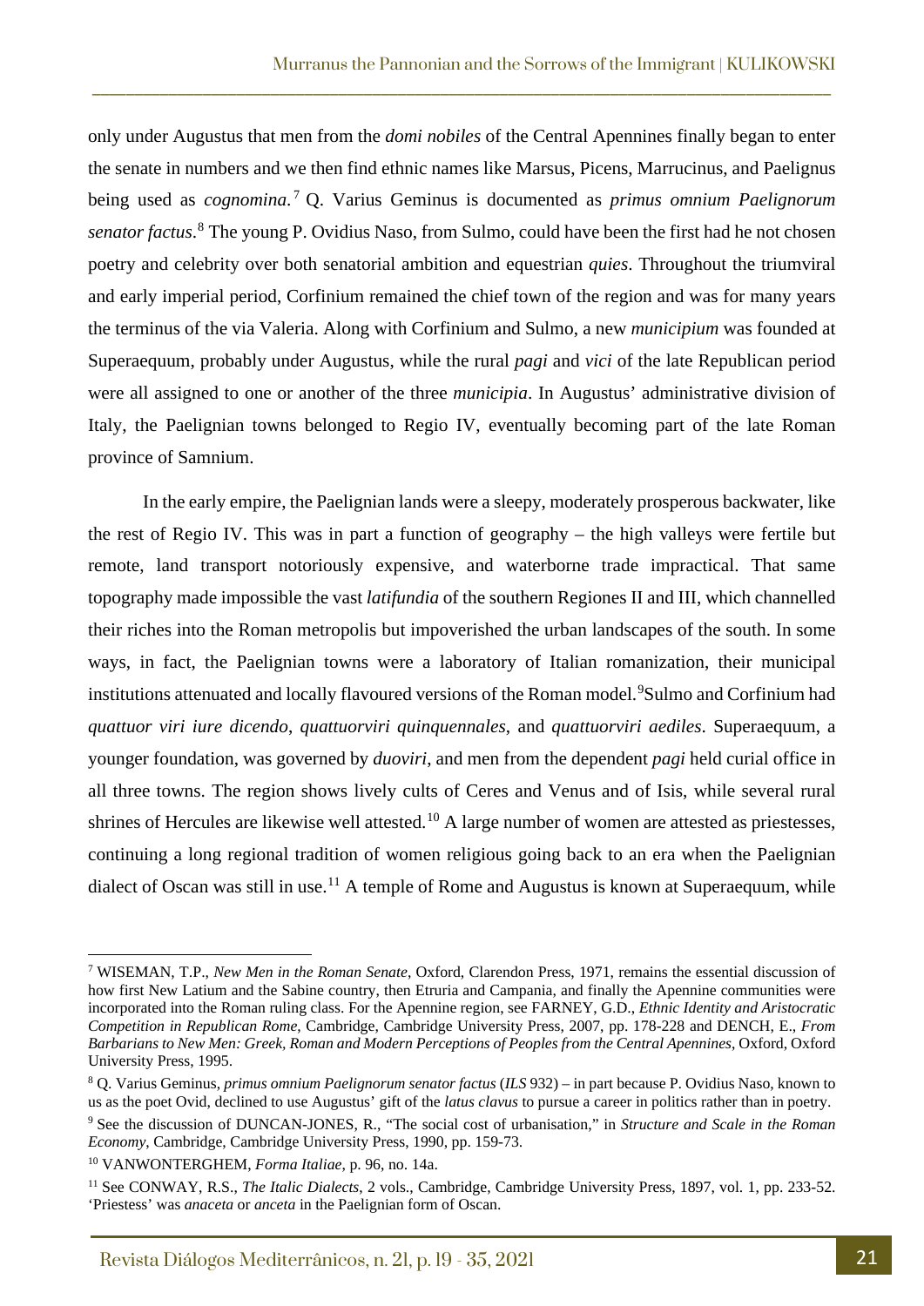only under Augustus that men from the *domi nobiles* of the Central Apennines finally began to enter the senate in numbers and we then find ethnic names like Marsus, Picens, Marrucinus, and Paelignus being used as *cognomina*.[7] Q. Varius Geminus is documented as *primus omnium Paelignorum senator factus*.[8] The young P. Ovidius Naso, from Sulmo, could have been the first had he not chosen poetry and celebrity over both senatorial ambition and equestrian *quies*. Throughout the triumviral and early imperial period, Corfinium remained the chief town of the region and was for many years the terminus of the via Valeria. Along with Corfinium and Sulmo, a new *municipium* was founded at Superaequum, probably under Augustus, while the rural *pagi* and *vici* of the late Republican period were all assigned to one or another of the three *municipia*. In Augustus' administrative division of Italy, the Paelignian towns belonged to Regio IV, eventually becoming part of the late Roman province of Samnium.

In the early empire, the Paelignian lands were a sleepy, moderately prosperous backwater, like the rest of Regio IV. This was in part a function of geography – the high valleys were fertile but remote, land transport notoriously expensive, and waterborne trade impractical. That same topography made impossible the vast *latifundia* of the southern Regiones II and III, which channelled their riches into the Roman metropolis but impoverished the urban landscapes of the south. In some ways, in fact, the Paelignian towns were a laboratory of Italian romanization, their municipal institutions attenuated and locally flavoured versions of the Roman model.[9] Sulmo and Corfinium had *quattuor viri iure dicendo*, *quattuorviri quinquennales*, and *quattuorviri aediles*. Superaequum, a younger foundation, was governed by *duoviri*, and men from the dependent *pagi* held curial office in all three towns. The region shows lively cults of Ceres and Venus and of Isis, while several rural shrines of Hercules are likewise well attested.[10] A large number of women are attested as priestesses, continuing a long regional tradition of women religious going back to an era when the Paelignian dialect of Oscan was still in use.[11] A temple of Rome and Augustus is known at Superaequum, while

---

[7] WISEMAN, T.P., *New Men in the Roman Senate*, Oxford, Clarendon Press, 1971, remains the essential discussion of how first New Latium and the Sabine country, then Etruria and Campania, and finally the Apennine communities were incorporated into the Roman ruling class. For the Apennine region, see FARNEY, G.D., *Ethnic Identity and Aristocratic Competition in Republican Rome*, Cambridge, Cambridge University Press, 2007, pp. 178-228 and DENCH, E., *From Barbarians to New Men: Greek, Roman and Modern Perceptions of Peoples from the Central Apennines*, Oxford, Oxford University Press, 1995.

[8] Q. Varius Geminus, *primus omnium Paelignorum senator factus* (*ILS* 932) – in part because P. Ovidius Naso, known to us as the poet Ovid, declined to use Augustus' gift of the *latus clavus* to pursue a career in politics rather than in poetry.

[9] See the discussion of DUNCAN-JONES, R., "The social cost of urbanisation," in *Structure and Scale in the Roman Economy*, Cambridge, Cambridge University Press, 1990, pp. 159-73.

[10] VANWONTERGHEM, *Forma Italiae*, p. 96, no. 14a.

[11] See CONWAY, R.S., *The Italic Dialects*, 2 vols., Cambridge, Cambridge University Press, 1897, vol. 1, pp. 233-52. 'Priestess' was *anaceta* or *anceta* in the Paelignian form of Oscan.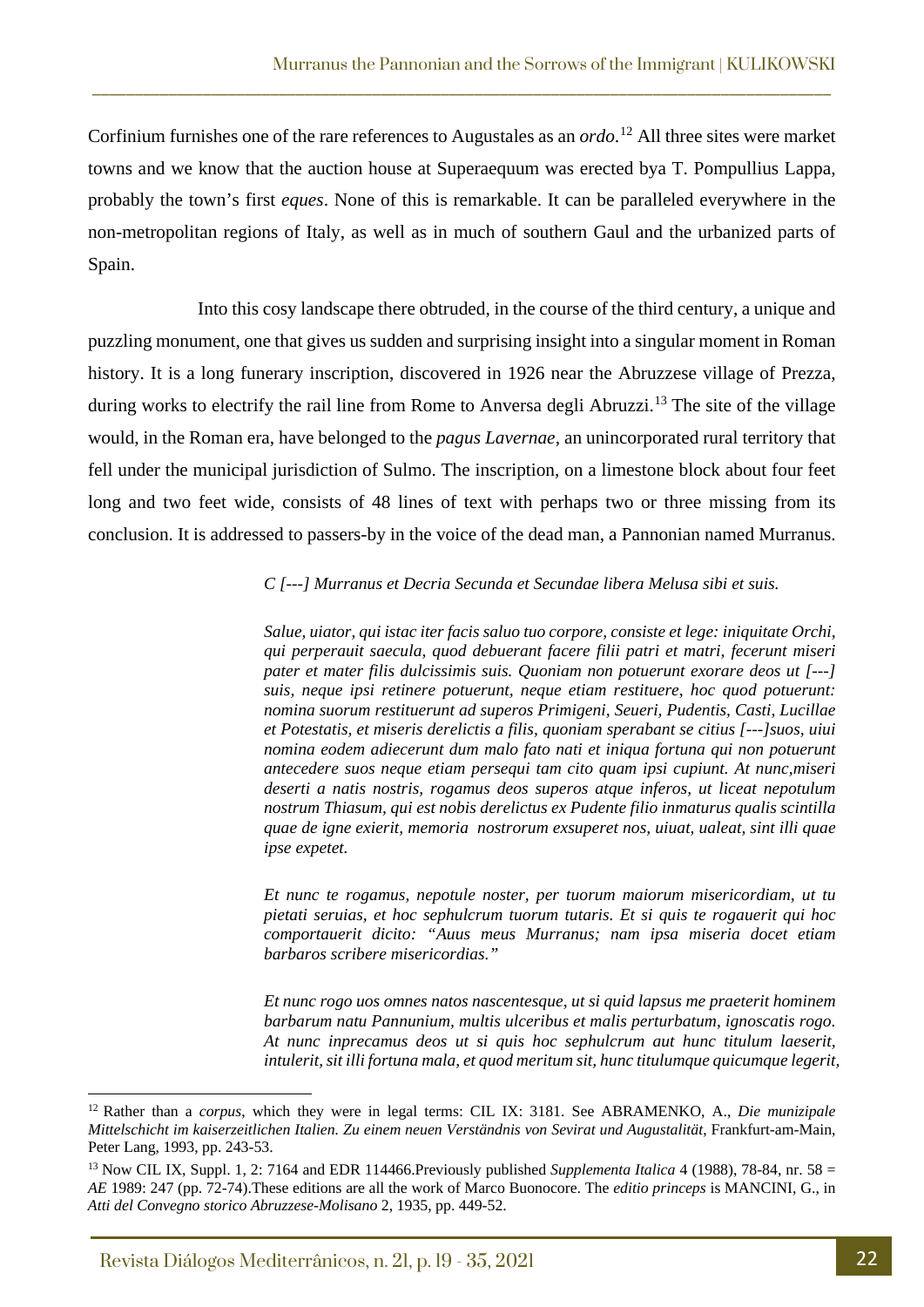Corfinium furnishes one of the rare references to Augustales as an *ordo*.[12] All three sites were market towns and we know that the auction house at Superaequum was erected bya T. Pompullius Lappa, probably the town's first *eques*. None of this is remarkable. It can be paralleled everywhere in the non-metropolitan regions of Italy, as well as in much of southern Gaul and the urbanized parts of Spain.

Into this cosy landscape there obtruded, in the course of the third century, a unique and puzzling monument, one that gives us sudden and surprising insight into a singular moment in Roman history. It is a long funerary inscription, discovered in 1926 near the Abruzzese village of Prezza, during works to electrify the rail line from Rome to Anversa degli Abruzzi.[13] The site of the village would, in the Roman era, have belonged to the *pagus Lavernae*, an unincorporated rural territory that fell under the municipal jurisdiction of Sulmo. The inscription, on a limestone block about four feet long and two feet wide, consists of 48 lines of text with perhaps two or three missing from its conclusion. It is addressed to passers-by in the voice of the dead man, a Pannonian named Murranus.

> *C [---] Murranus et Decria Secunda et Secundae libera Melusa sibi et suis.*
>
> *Salue, uiator, qui istac iter facis saluo tuo corpore, consiste et lege: iniquitate Orchi, qui perperauit saecula, quod debuerant facere filii patri et matri, fecerunt miseri pater et mater filis dulcissimis suis. Quoniam non potuerunt exorare deos ut [---] suis, neque ipsi retinere potuerunt, neque etiam restituere, hoc quod potuerunt: nomina suorum restituerunt ad superos Primigeni, Seueri, Pudentis, Casti, Lucillae et Potestatis, et miseris derelictis a filis, quoniam sperabant se citius [---]suos, uiui nomina eodem adiecerunt dum malo fato nati et iniqua fortuna qui non potuerunt antecedere suos neque etiam persequi tam cito quam ipsi cupiunt. At nunc,miseri deserti a natis nostris, rogamus deos superos atque inferos, ut liceat nepotulum nostrum Thiasum, qui est nobis derelictus ex Pudente filio inmaturus qualis scintilla quae de igne exierit, memoria nostrorum exsuperet nos, uiuat, ualeat, sint illi quae ipse expetet.*
>
> *Et nunc te rogamus, nepotule noster, per tuorum maiorum misericordiam, ut tu pietati seruias, et hoc sephulcrum tuorum tutaris. Et si quis te rogauerit qui hoc comportauerit dicito: "Auus meus Murranus; nam ipsa miseria docet etiam barbaros scribere misericordias."*
>
> *Et nunc rogo uos omnes natos nascentesque, ut si quid lapsus me praeterit hominem barbarum natu Pannunium, multis ulceribus et malis perturbatum, ignoscatis rogo. At nunc inprecamus deos ut si quis hoc sephulcrum aut hunc titulum laeserit, intulerit, sit illi fortuna mala, et quod meritum sit, hunc titulumque quicumque legerit,*

---

[12] Rather than a *corpus*, which they were in legal terms: CIL IX: 3181. See ABRAMENKO, A., *Die munizipale Mittelschicht im kaiserzeitlichen Italien. Zu einem neuen Verständnis von Sevirat und Augustalität*, Frankfurt-am-Main, Peter Lang, 1993, pp. 243-53.

[13] Now CIL IX, Suppl. 1, 2: 7164 and EDR 114466.Previously published *Supplementa Italica* 4 (1988), 78-84, nr. 58 = *AE* 1989: 247 (pp. 72-74).These editions are all the work of Marco Buonocore. The *editio princeps* is MANCINI, G., in *Atti del Convegno storico Abruzzese-Molisano* 2, 1935, pp. 449-52.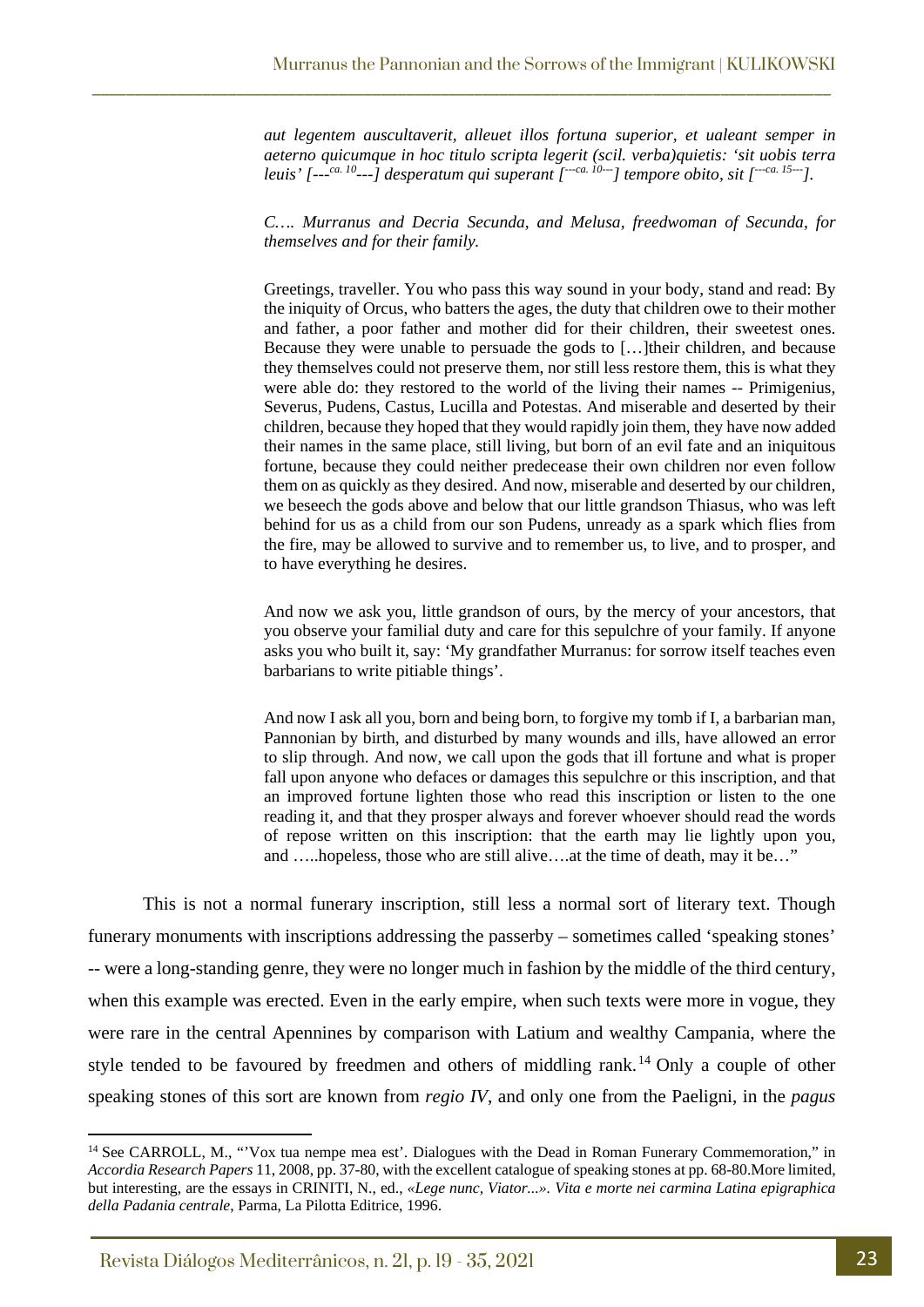*aut legentem auscultaverit, alleuet illos fortuna superior, et ualeant semper in aeterno quicumque in hoc titulo scripta legerit (scil. verba)quietis: 'sit uobis terra leuis' [---ca. 10---] desperatum qui superant [---ca. 10---] tempore obito, sit [---ca. 15---].*

*C…. Murranus and Decria Secunda, and Melusa, freedwoman of Secunda, for themselves and for their family.*

Greetings, traveller. You who pass this way sound in your body, stand and read: By the iniquity of Orcus, who batters the ages, the duty that children owe to their mother and father, a poor father and mother did for their children, their sweetest ones. Because they were unable to persuade the gods to […]their children, and because they themselves could not preserve them, nor still less restore them, this is what they were able do: they restored to the world of the living their names -- Primigenius, Severus, Pudens, Castus, Lucilla and Potestas. And miserable and deserted by their children, because they hoped that they would rapidly join them, they have now added their names in the same place, still living, but born of an evil fate and an iniquitous fortune, because they could neither predecease their own children nor even follow them on as quickly as they desired. And now, miserable and deserted by our children, we beseech the gods above and below that our little grandson Thiasus, who was left behind for us as a child from our son Pudens, unready as a spark which flies from the fire, may be allowed to survive and to remember us, to live, and to prosper, and to have everything he desires.

And now we ask you, little grandson of ours, by the mercy of your ancestors, that you observe your familial duty and care for this sepulchre of your family. If anyone asks you who built it, say: 'My grandfather Murranus: for sorrow itself teaches even barbarians to write pitiable things'.

And now I ask all you, born and being born, to forgive my tomb if I, a barbarian man, Pannonian by birth, and disturbed by many wounds and ills, have allowed an error to slip through. And now, we call upon the gods that ill fortune and what is proper fall upon anyone who defaces or damages this sepulchre or this inscription, and that an improved fortune lighten those who read this inscription or listen to the one reading it, and that they prosper always and forever whoever should read the words of repose written on this inscription: that the earth may lie lightly upon you, and …..hopeless, those who are still alive….at the time of death, may it be…"

This is not a normal funerary inscription, still less a normal sort of literary text. Though funerary monuments with inscriptions addressing the passerby – sometimes called 'speaking stones' -- were a long-standing genre, they were no longer much in fashion by the middle of the third century, when this example was erected. Even in the early empire, when such texts were more in vogue, they were rare in the central Apennines by comparison with Latium and wealthy Campania, where the style tended to be favoured by freedmen and others of middling rank.[14] Only a couple of other speaking stones of this sort are known from *regio IV*, and only one from the Paeligni, in the *pagus*

[14] See CARROLL, M., "'Vox tua nempe mea est'. Dialogues with the Dead in Roman Funerary Commemoration," in *Accordia Research Papers* 11, 2008, pp. 37-80, with the excellent catalogue of speaking stones at pp. 68-80.More limited, but interesting, are the essays in CRINITI, N., ed., *«Lege nunc, Viator...». Vita e morte nei carmina Latina epigraphica della Padania centrale*, Parma, La Pilotta Editrice, 1996.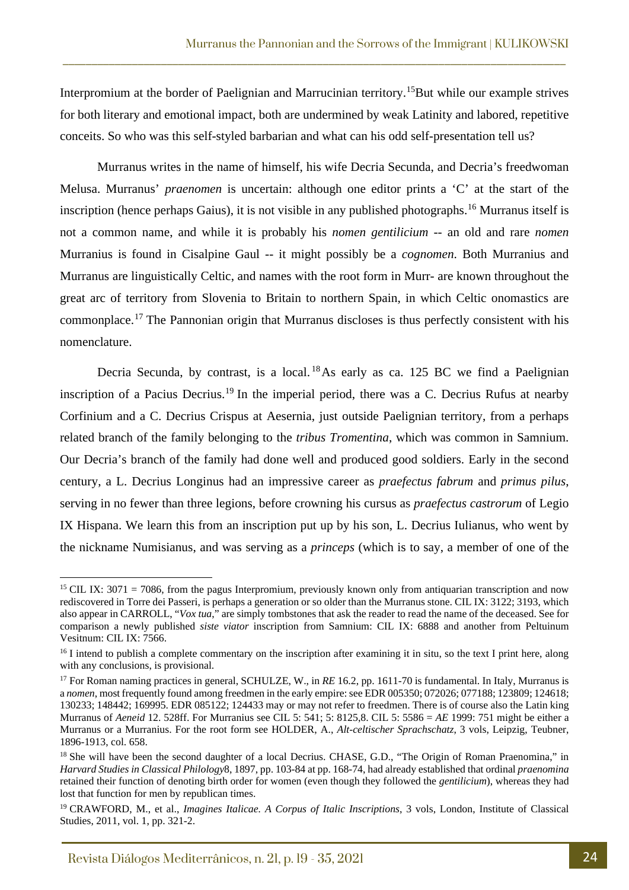Interpromium at the border of Paelignian and Marrucinian territory.[15]But while our example strives for both literary and emotional impact, both are undermined by weak Latinity and labored, repetitive conceits. So who was this self-styled barbarian and what can his odd self-presentation tell us?

Murranus writes in the name of himself, his wife Decria Secunda, and Decria's freedwoman Melusa. Murranus' *praenomen* is uncertain: although one editor prints a 'C' at the start of the inscription (hence perhaps Gaius), it is not visible in any published photographs.[16] Murranus itself is not a common name, and while it is probably his *nomen gentilicium* -- an old and rare *nomen* Murranius is found in Cisalpine Gaul -- it might possibly be a *cognomen*. Both Murranius and Murranus are linguistically Celtic, and names with the root form in Murr- are known throughout the great arc of territory from Slovenia to Britain to northern Spain, in which Celtic onomastics are commonplace.[17] The Pannonian origin that Murranus discloses is thus perfectly consistent with his nomenclature.

Decria Secunda, by contrast, is a local.[18] As early as ca. 125 BC we find a Paelignian inscription of a Pacius Decrius.[19] In the imperial period, there was a C. Decrius Rufus at nearby Corfinium and a C. Decrius Crispus at Aesernia, just outside Paelignian territory, from a perhaps related branch of the family belonging to the *tribus Tromentina*, which was common in Samnium. Our Decria's branch of the family had done well and produced good soldiers. Early in the second century, a L. Decrius Longinus had an impressive career as *praefectus fabrum* and *primus pilus*, serving in no fewer than three legions, before crowning his cursus as *praefectus castrorum* of Legio IX Hispana. We learn this from an inscription put up by his son, L. Decrius Iulianus, who went by the nickname Numisianus, and was serving as a *princeps* (which is to say, a member of one of the

---

[15] CIL IX: 3071 = 7086, from the pagus Interpromium, previously known only from antiquarian transcription and now rediscovered in Torre dei Passeri, is perhaps a generation or so older than the Murranus stone. CIL IX: 3122; 3193, which also appear in CARROLL, "*Vox tua*," are simply tombstones that ask the reader to read the name of the deceased. See for comparison a newly published *siste viator* inscription from Samnium: CIL IX: 6888 and another from Peltuinum Vesitnum: CIL IX: 7566.

[16] I intend to publish a complete commentary on the inscription after examining it in situ, so the text I print here, along with any conclusions, is provisional.

[17] For Roman naming practices in general, SCHULZE, W., in *RE* 16.2, pp. 1611-70 is fundamental. In Italy, Murranus is a *nomen*, most frequently found among freedmen in the early empire: see EDR 005350; 072026; 077188; 123809; 124618; 130233; 148442; 169995. EDR 085122; 124433 may or may not refer to freedmen. There is of course also the Latin king Murranus of *Aeneid* 12. 528ff. For Murranius see CIL 5: 541; 5: 8125,8. CIL 5: 5586 = *AE* 1999: 751 might be either a Murranus or a Murranius. For the root form see HOLDER, A., *Alt-celtischer Sprachschatz*, 3 vols, Leipzig, Teubner, 1896-1913, col. 658.

[18] She will have been the second daughter of a local Decrius. CHASE, G.D., "The Origin of Roman Praenomina," in *Harvard Studies in Classical Philology*8, 1897, pp. 103-84 at pp. 168-74, had already established that ordinal *praenomina* retained their function of denoting birth order for women (even though they followed the *gentilicium*), whereas they had lost that function for men by republican times.

[19] CRAWFORD, M., et al., *Imagines Italicae. A Corpus of Italic Inscriptions*, 3 vols, London, Institute of Classical Studies, 2011, vol. 1, pp. 321-2.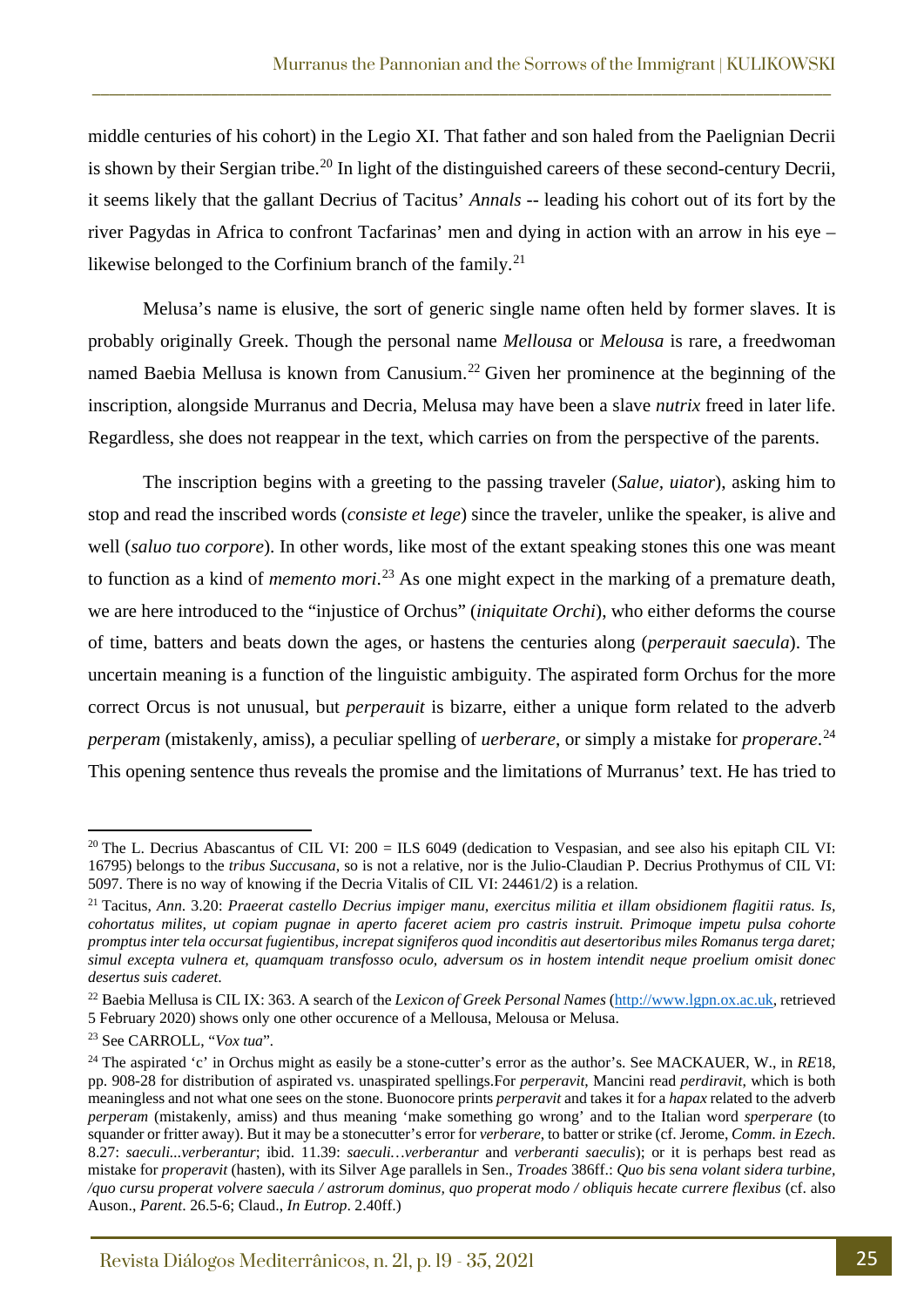middle centuries of his cohort) in the Legio XI. That father and son haled from the Paelignian Decrii is shown by their Sergian tribe.[20] In light of the distinguished careers of these second-century Decrii, it seems likely that the gallant Decrius of Tacitus' *Annals* -- leading his cohort out of its fort by the river Pagydas in Africa to confront Tacfarinas' men and dying in action with an arrow in his eye – likewise belonged to the Corfinium branch of the family.[21]

Melusa's name is elusive, the sort of generic single name often held by former slaves. It is probably originally Greek. Though the personal name *Mellousa* or *Melousa* is rare, a freedwoman named Baebia Mellusa is known from Canusium.[22] Given her prominence at the beginning of the inscription, alongside Murranus and Decria, Melusa may have been a slave *nutrix* freed in later life. Regardless, she does not reappear in the text, which carries on from the perspective of the parents.

The inscription begins with a greeting to the passing traveler (*Salue, uiator*), asking him to stop and read the inscribed words (*consiste et lege*) since the traveler, unlike the speaker, is alive and well (*saluo tuo corpore*). In other words, like most of the extant speaking stones this one was meant to function as a kind of *memento mori*.[23] As one might expect in the marking of a premature death, we are here introduced to the "injustice of Orchus" (*iniquitate Orchi*), who either deforms the course of time, batters and beats down the ages, or hastens the centuries along (*perperauit saecula*). The uncertain meaning is a function of the linguistic ambiguity. The aspirated form Orchus for the more correct Orcus is not unusual, but *perperauit* is bizarre, either a unique form related to the adverb *perperam* (mistakenly, amiss), a peculiar spelling of *uerberare*, or simply a mistake for *properare*.[24] This opening sentence thus reveals the promise and the limitations of Murranus' text. He has tried to

---

[20] The L. Decrius Abascantus of CIL VI: 200 = ILS 6049 (dedication to Vespasian, and see also his epitaph CIL VI: 16795) belongs to the *tribus Succusana*, so is not a relative, nor is the Julio-Claudian P. Decrius Prothymus of CIL VI: 5097. There is no way of knowing if the Decria Vitalis of CIL VI: 24461/2) is a relation.

[21] Tacitus, *Ann*. 3.20: *Praeerat castello Decrius impiger manu, exercitus militia et illam obsidionem flagitii ratus. Is, cohortatus milites, ut copiam pugnae in aperto faceret aciem pro castris instruit. Primoque impetu pulsa cohorte promptus inter tela occursat fugientibus, increpat signiferos quod inconditis aut desertoribus miles Romanus terga daret; simul excepta vulnera et, quamquam transfosso oculo, adversum os in hostem intendit neque proelium omisit donec desertus suis caderet.*

[22] Baebia Mellusa is CIL IX: 363. A search of the *Lexicon of Greek Personal Names* (http://www.lgpn.ox.ac.uk, retrieved 5 February 2020) shows only one other occurence of a Mellousa, Melousa or Melusa.

[23] See CARROLL, "*Vox tua*".

[24] The aspirated 'c' in Orchus might as easily be a stone-cutter's error as the author's. See MACKAUER, W., in *RE*18, pp. 908-28 for distribution of aspirated vs. unaspirated spellings.For *perperavit*, Mancini read *perdiravit*, which is both meaningless and not what one sees on the stone. Buonocore prints *perperavit* and takes it for a *hapax* related to the adverb *perperam* (mistakenly, amiss) and thus meaning 'make something go wrong' and to the Italian word *sperperare* (to squander or fritter away). But it may be a stonecutter's error for *verberare*, to batter or strike (cf. Jerome, *Comm. in Ezech*. 8.27: *saeculi...verberantur*; ibid. 11.39: *saeculi…verberantur* and *verberanti saeculis*); or it is perhaps best read as mistake for *properavit* (hasten), with its Silver Age parallels in Sen., *Troades* 386ff.: *Quo bis sena volant sidera turbine, /quo cursu properat volvere saecula / astrorum dominus, quo properat modo / obliquis hecate currere flexibus* (cf. also Auson., *Parent*. 26.5-6; Claud., *In Eutrop*. 2.40ff.)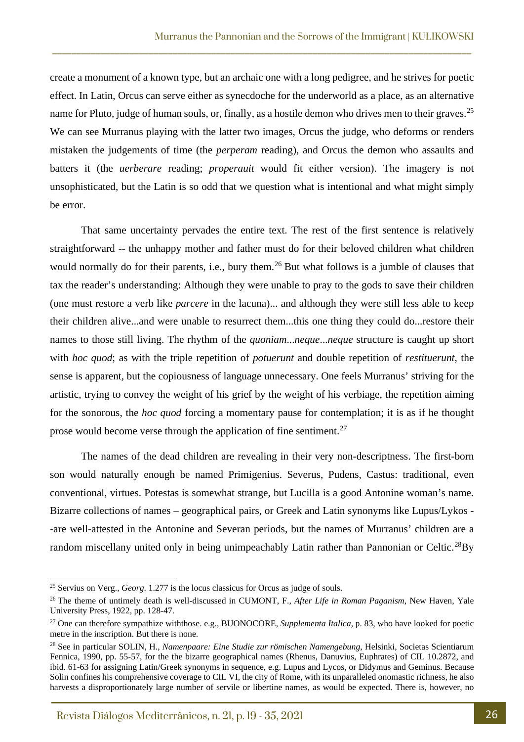create a monument of a known type, but an archaic one with a long pedigree, and he strives for poetic effect. In Latin, Orcus can serve either as synecdoche for the underworld as a place, as an alternative name for Pluto, judge of human souls, or, finally, as a hostile demon who drives men to their graves.[25] We can see Murranus playing with the latter two images, Orcus the judge, who deforms or renders mistaken the judgements of time (the *perperam* reading), and Orcus the demon who assaults and batters it (the *uerberare* reading; *properauit* would fit either version). The imagery is not unsophisticated, but the Latin is so odd that we question what is intentional and what might simply be error.

That same uncertainty pervades the entire text. The rest of the first sentence is relatively straightforward -- the unhappy mother and father must do for their beloved children what children would normally do for their parents, i.e., bury them.[26] But what follows is a jumble of clauses that tax the reader's understanding: Although they were unable to pray to the gods to save their children (one must restore a verb like *parcere* in the lacuna)... and although they were still less able to keep their children alive...and were unable to resurrect them...this one thing they could do...restore their names to those still living. The rhythm of the *quoniam*...*neque*...*neque* structure is caught up short with *hoc quod*; as with the triple repetition of *potuerunt* and double repetition of *restituerunt*, the sense is apparent, but the copiousness of language unnecessary. One feels Murranus' striving for the artistic, trying to convey the weight of his grief by the weight of his verbiage, the repetition aiming for the sonorous, the *hoc quod* forcing a momentary pause for contemplation; it is as if he thought prose would become verse through the application of fine sentiment.[27]

The names of the dead children are revealing in their very non-descriptness. The first-born son would naturally enough be named Primigenius. Severus, Pudens, Castus: traditional, even conventional, virtues. Potestas is somewhat strange, but Lucilla is a good Antonine woman's name. Bizarre collections of names – geographical pairs, or Greek and Latin synonyms like Lupus/Lykos --are well-attested in the Antonine and Severan periods, but the names of Murranus' children are a random miscellany united only in being unimpeachably Latin rather than Pannonian or Celtic.[28]By

---

[25] Servius on Verg., *Georg.* 1.277 is the locus classicus for Orcus as judge of souls.

[26] The theme of untimely death is well-discussed in CUMONT, F., *After Life in Roman Paganism*, New Haven, Yale University Press, 1922, pp. 128-47.

[27] One can therefore sympathize withthose. e.g., BUONOCORE, *Supplementa Italica*, p. 83, who have looked for poetic metre in the inscription. But there is none.

[28] See in particular SOLIN, H., *Namenpaare: Eine Studie zur römischen Namengebung*, Helsinki, Societas Scientiarum Fennica, 1990, pp. 55-57, for the the bizarre geographical names (Rhenus, Danuvius, Euphrates) of CIL 10.2872, and ibid. 61-63 for assigning Latin/Greek synonyms in sequence, e.g. Lupus and Lycos, or Didymus and Geminus. Because Solin confines his comprehensive coverage to CIL VI, the city of Rome, with its unparalleled onomastic richness, he also harvests a disproportionately large number of servile or libertine names, as would be expected. There is, however, no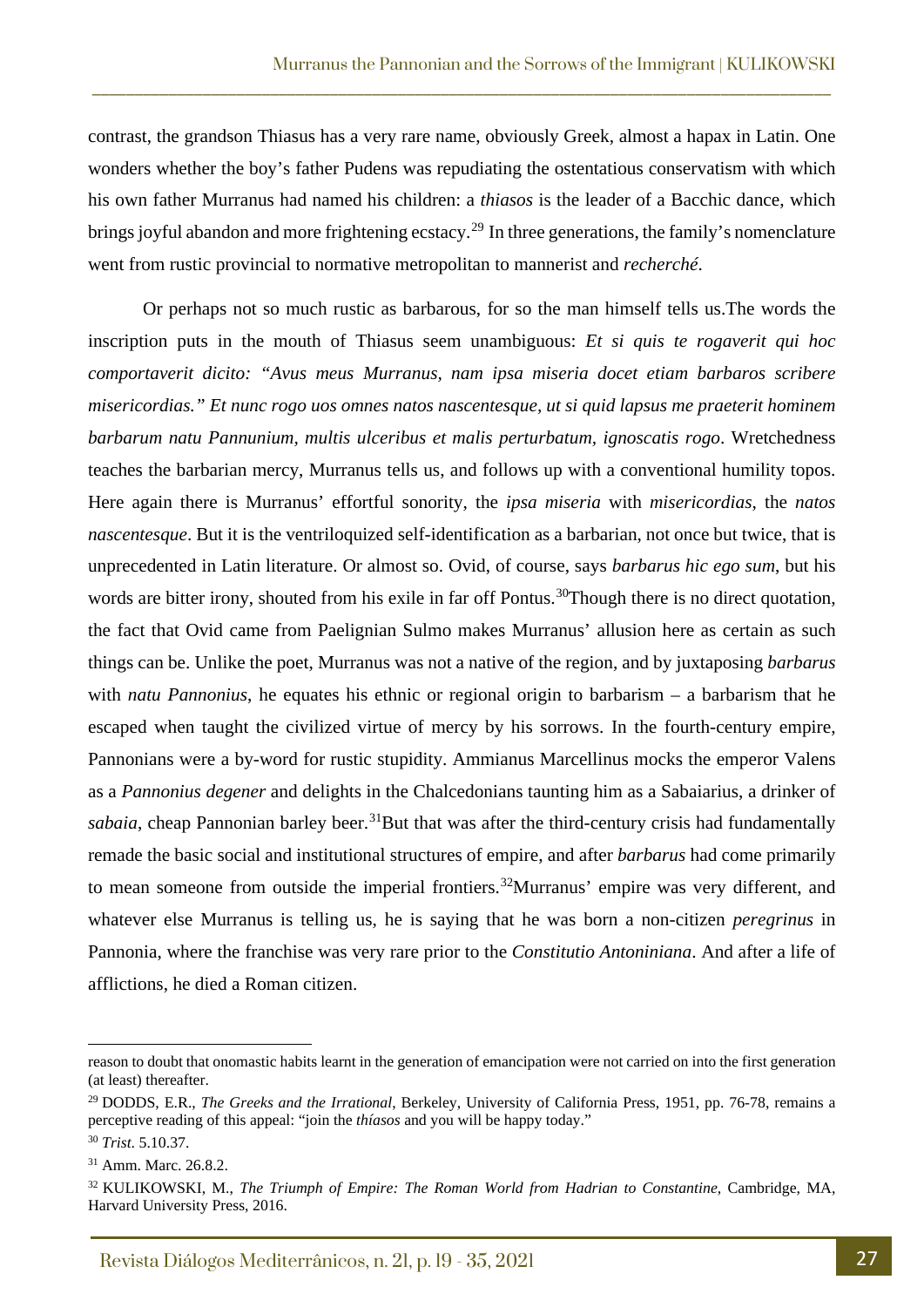contrast, the grandson Thiasus has a very rare name, obviously Greek, almost a hapax in Latin. One wonders whether the boy's father Pudens was repudiating the ostentatious conservatism with which his own father Murranus had named his children: a *thiasos* is the leader of a Bacchic dance, which brings joyful abandon and more frightening ecstacy.[29] In three generations, the family's nomenclature went from rustic provincial to normative metropolitan to mannerist and *recherché*.

Or perhaps not so much rustic as barbarous, for so the man himself tells us.The words the inscription puts in the mouth of Thiasus seem unambiguous: *Et si quis te rogaverit qui hoc comportaverit dicito: "Avus meus Murranus, nam ipsa miseria docet etiam barbaros scribere misericordias." Et nunc rogo uos omnes natos nascentesque, ut si quid lapsus me praeterit hominem barbarum natu Pannunium, multis ulceribus et malis perturbatum, ignoscatis rogo*. Wretchedness teaches the barbarian mercy, Murranus tells us, and follows up with a conventional humility topos. Here again there is Murranus' effortful sonority, the *ipsa miseria* with *misericordias*, the *natos nascentesque*. But it is the ventriloquized self-identification as a barbarian, not once but twice, that is unprecedented in Latin literature. Or almost so. Ovid, of course, says *barbarus hic ego sum*, but his words are bitter irony, shouted from his exile in far off Pontus.[30]Though there is no direct quotation, the fact that Ovid came from Paelignian Sulmo makes Murranus' allusion here as certain as such things can be. Unlike the poet, Murranus was not a native of the region, and by juxtaposing *barbarus* with *natu Pannonius*, he equates his ethnic or regional origin to barbarism – a barbarism that he escaped when taught the civilized virtue of mercy by his sorrows. In the fourth-century empire, Pannonians were a by-word for rustic stupidity. Ammianus Marcellinus mocks the emperor Valens as a *Pannonius degener* and delights in the Chalcedonians taunting him as a Sabaiarius, a drinker of *sabaia*, cheap Pannonian barley beer.[31]But that was after the third-century crisis had fundamentally remade the basic social and institutional structures of empire, and after *barbarus* had come primarily to mean someone from outside the imperial frontiers.[32]Murranus' empire was very different, and whatever else Murranus is telling us, he is saying that he was born a non-citizen *peregrinus* in Pannonia, where the franchise was very rare prior to the *Constitutio Antoniniana*. And after a life of afflictions, he died a Roman citizen.

---

reason to doubt that onomastic habits learnt in the generation of emancipation were not carried on into the first generation (at least) thereafter.

[29] DODDS, E.R., *The Greeks and the Irrational*, Berkeley, University of California Press, 1951, pp. 76-78, remains a perceptive reading of this appeal: "join the *thíasos* and you will be happy today."

[30] *Trist.* 5.10.37.

[31] Amm. Marc. 26.8.2.

[32] KULIKOWSKI, M., *The Triumph of Empire: The Roman World from Hadrian to Constantine*, Cambridge, MA, Harvard University Press, 2016.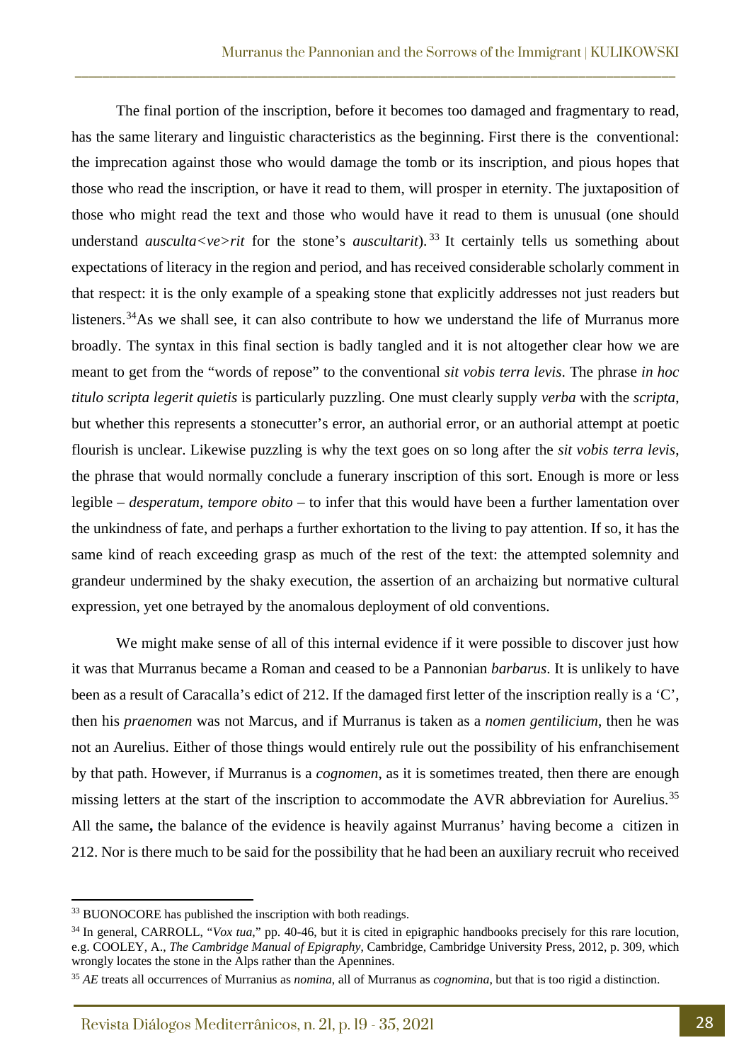The final portion of the inscription, before it becomes too damaged and fragmentary to read, has the same literary and linguistic characteristics as the beginning. First there is the conventional: the imprecation against those who would damage the tomb or its inscription, and pious hopes that those who read the inscription, or have it read to them, will prosper in eternity. The juxtaposition of those who might read the text and those who would have it read to them is unusual (one should understand *ausculta<ve>rit* for the stone's *auscultarit*).[33] It certainly tells us something about expectations of literacy in the region and period, and has received considerable scholarly comment in that respect: it is the only example of a speaking stone that explicitly addresses not just readers but listeners.[34] As we shall see, it can also contribute to how we understand the life of Murranus more broadly. The syntax in this final section is badly tangled and it is not altogether clear how we are meant to get from the "words of repose" to the conventional *sit vobis terra levis*. The phrase *in hoc titulo scripta legerit quietis* is particularly puzzling. One must clearly supply *verba* with the *scripta*, but whether this represents a stonecutter's error, an authorial error, or an authorial attempt at poetic flourish is unclear. Likewise puzzling is why the text goes on so long after the *sit vobis terra levis*, the phrase that would normally conclude a funerary inscription of this sort. Enough is more or less legible – *desperatum, tempore obito* – to infer that this would have been a further lamentation over the unkindness of fate, and perhaps a further exhortation to the living to pay attention. If so, it has the same kind of reach exceeding grasp as much of the rest of the text: the attempted solemnity and grandeur undermined by the shaky execution, the assertion of an archaizing but normative cultural expression, yet one betrayed by the anomalous deployment of old conventions.

We might make sense of all of this internal evidence if it were possible to discover just how it was that Murranus became a Roman and ceased to be a Pannonian *barbarus*. It is unlikely to have been as a result of Caracalla's edict of 212. If the damaged first letter of the inscription really is a 'C', then his *praenomen* was not Marcus, and if Murranus is taken as a *nomen gentilicium*, then he was not an Aurelius. Either of those things would entirely rule out the possibility of his enfranchisement by that path. However, if Murranus is a *cognomen*, as it is sometimes treated, then there are enough missing letters at the start of the inscription to accommodate the AVR abbreviation for Aurelius.[35] All the same**,** the balance of the evidence is heavily against Murranus' having become a citizen in 212. Nor is there much to be said for the possibility that he had been an auxiliary recruit who received

---

[33] BUONOCORE has published the inscription with both readings.

[34] In general, CARROLL, "*Vox tua*," pp. 40-46, but it is cited in epigraphic handbooks precisely for this rare locution, e.g. COOLEY, A., *The Cambridge Manual of Epigraphy*, Cambridge, Cambridge University Press, 2012, p. 309, which wrongly locates the stone in the Alps rather than the Apennines.

[35] *AE* treats all occurrences of Murranius as *nomina*, all of Murranus as *cognomina*, but that is too rigid a distinction.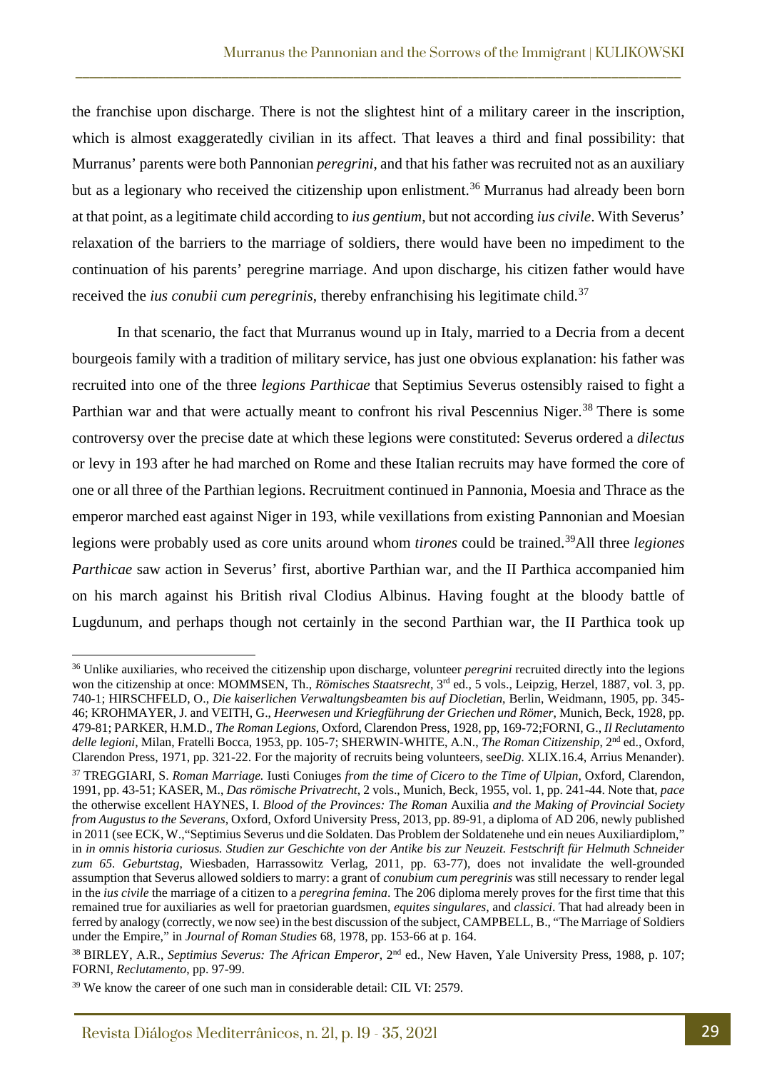the franchise upon discharge. There is not the slightest hint of a military career in the inscription, which is almost exaggeratedly civilian in its affect. That leaves a third and final possibility: that Murranus' parents were both Pannonian *peregrini*, and that his father was recruited not as an auxiliary but as a legionary who received the citizenship upon enlistment.[36] Murranus had already been born at that point, as a legitimate child according to *ius gentium*, but not according *ius civile*. With Severus' relaxation of the barriers to the marriage of soldiers, there would have been no impediment to the continuation of his parents' peregrine marriage. And upon discharge, his citizen father would have received the *ius conubii cum peregrinis*, thereby enfranchising his legitimate child.[37]

In that scenario, the fact that Murranus wound up in Italy, married to a Decria from a decent bourgeois family with a tradition of military service, has just one obvious explanation: his father was recruited into one of the three *legions Parthicae* that Septimius Severus ostensibly raised to fight a Parthian war and that were actually meant to confront his rival Pescennius Niger.[38] There is some controversy over the precise date at which these legions were constituted: Severus ordered a *dilectus* or levy in 193 after he had marched on Rome and these Italian recruits may have formed the core of one or all three of the Parthian legions. Recruitment continued in Pannonia, Moesia and Thrace as the emperor marched east against Niger in 193, while vexillations from existing Pannonian and Moesian legions were probably used as core units around whom *tirones* could be trained.[39] All three *legiones Parthicae* saw action in Severus' first, abortive Parthian war, and the II Parthica accompanied him on his march against his British rival Clodius Albinus. Having fought at the bloody battle of Lugdunum, and perhaps though not certainly in the second Parthian war, the II Parthica took up

---

[36] Unlike auxiliaries, who received the citizenship upon discharge, volunteer *peregrini* recruited directly into the legions won the citizenship at once: MOMMSEN, Th., *Römisches Staatsrecht*, 3rd ed., 5 vols., Leipzig, Herzel, 1887, vol. 3, pp. 740-1; HIRSCHFELD, O., *Die kaiserlichen Verwaltungsbeamten bis auf Diocletian*, Berlin, Weidmann, 1905, pp. 345-46; KROHMAYER, J. and VEITH, G., *Heerwesen und Kriegführung der Griechen und Römer*, Munich, Beck, 1928, pp. 479-81; PARKER, H.M.D., *The Roman Legions*, Oxford, Clarendon Press, 1928, pp, 169-72;FORNI, G., *Il Reclutamento delle legioni*, Milan, Fratelli Bocca, 1953, pp. 105-7; SHERWIN-WHITE, A.N., *The Roman Citizenship*, 2nd ed., Oxford, Clarendon Press, 1971, pp. 321-22. For the majority of recruits being volunteers, see*Dig.* XLIX.16.4, Arrius Menander).

[37] TREGGIARI, S. *Roman Marriage.* Iusti Coniuges *from the time of Cicero to the Time of Ulpian*, Oxford, Clarendon, 1991, pp. 43-51; KASER, M., *Das römische Privatrecht*, 2 vols., Munich, Beck, 1955, vol. 1, pp. 241-44. Note that, *pace* the otherwise excellent HAYNES, I. *Blood of the Provinces: The Roman* Auxilia *and the Making of Provincial Society from Augustus to the Severans*, Oxford, Oxford University Press, 2013, pp. 89-91, a diploma of AD 206, newly published in 2011 (see ECK, W.,"Septimius Severus und die Soldaten. Das Problem der Soldatenehe und ein neues Auxiliardiplom," in *in omnis historia curiosus. Studien zur Geschichte von der Antike bis zur Neuzeit. Festschrift für Helmuth Schneider zum 65. Geburtstag*, Wiesbaden, Harrassowitz Verlag, 2011, pp. 63-77), does not invalidate the well-grounded assumption that Severus allowed soldiers to marry: a grant of *conubium cum peregrinis* was still necessary to render legal in the *ius civile* the marriage of a citizen to a *peregrina femina*. The 206 diploma merely proves for the first time that this remained true for auxiliaries as well for praetorian guardsmen, *equites singulares*, and *classici*. That had already been in ferred by analogy (correctly, we now see) in the best discussion of the subject, CAMPBELL, B., "The Marriage of Soldiers under the Empire," in *Journal of Roman Studies* 68, 1978, pp. 153-66 at p. 164.

[38] BIRLEY, A.R., *Septimius Severus: The African Emperor*, 2nd ed., New Haven, Yale University Press, 1988, p. 107; FORNI, *Reclutamento*, pp. 97-99.

[39] We know the career of one such man in considerable detail: CIL VI: 2579.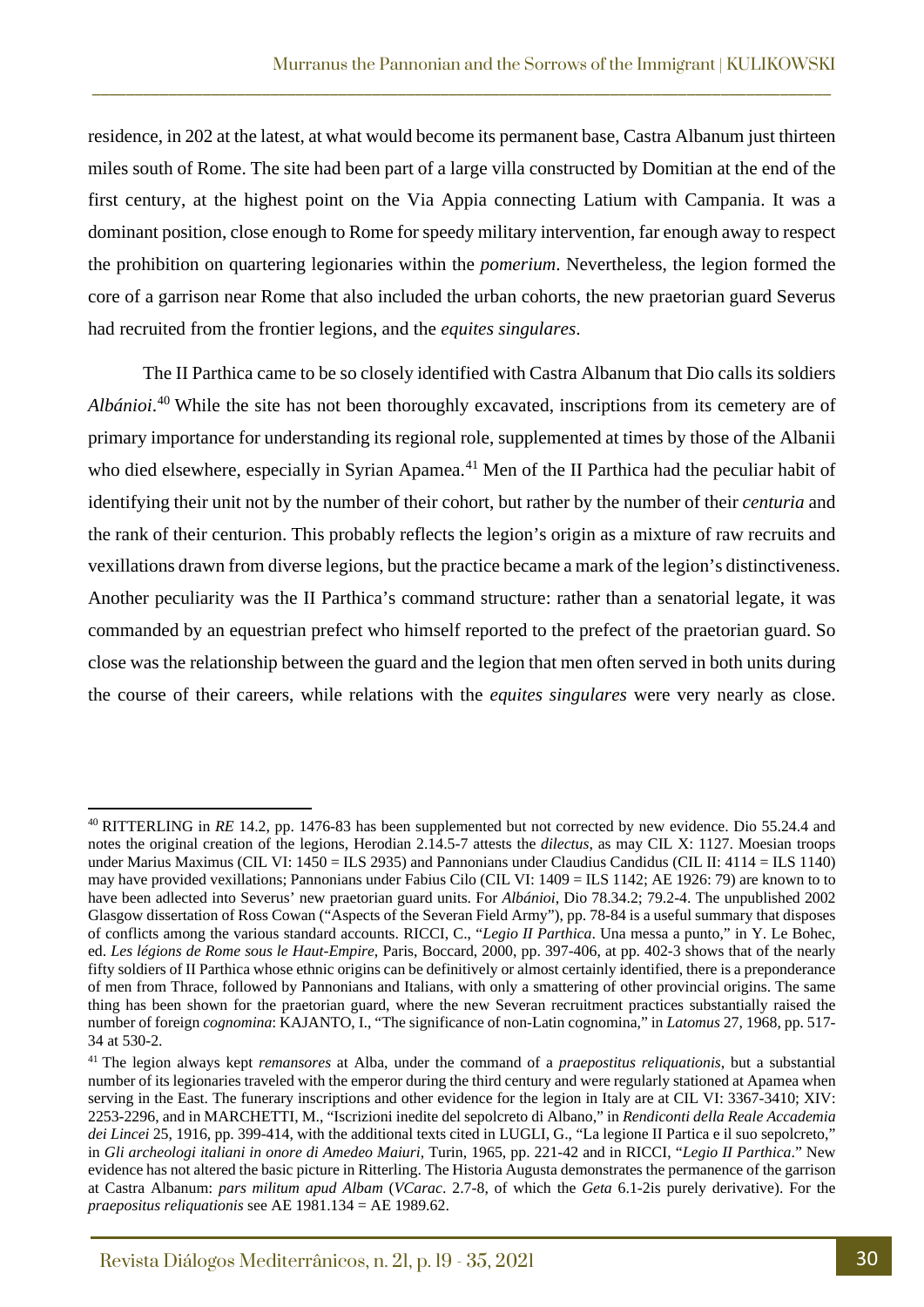residence, in 202 at the latest, at what would become its permanent base, Castra Albanum just thirteen miles south of Rome. The site had been part of a large villa constructed by Domitian at the end of the first century, at the highest point on the Via Appia connecting Latium with Campania. It was a dominant position, close enough to Rome for speedy military intervention, far enough away to respect the prohibition on quartering legionaries within the *pomerium*. Nevertheless, the legion formed the core of a garrison near Rome that also included the urban cohorts, the new praetorian guard Severus had recruited from the frontier legions, and the *equites singulares*.

The II Parthica came to be so closely identified with Castra Albanum that Dio calls its soldiers *Albánioi*.[40] While the site has not been thoroughly excavated, inscriptions from its cemetery are of primary importance for understanding its regional role, supplemented at times by those of the Albanii who died elsewhere, especially in Syrian Apamea.[41] Men of the II Parthica had the peculiar habit of identifying their unit not by the number of their cohort, but rather by the number of their *centuria* and the rank of their centurion. This probably reflects the legion's origin as a mixture of raw recruits and vexillations drawn from diverse legions, but the practice became a mark of the legion's distinctiveness. Another peculiarity was the II Parthica's command structure: rather than a senatorial legate, it was commanded by an equestrian prefect who himself reported to the prefect of the praetorian guard. So close was the relationship between the guard and the legion that men often served in both units during the course of their careers, while relations with the *equites singulares* were very nearly as close.

---

[40] RITTERLING in *RE* 14.2, pp. 1476-83 has been supplemented but not corrected by new evidence. Dio 55.24.4 and notes the original creation of the legions, Herodian 2.14.5-7 attests the *dilectus*, as may CIL X: 1127. Moesian troops under Marius Maximus (CIL VI: 1450 = ILS 2935) and Pannonians under Claudius Candidus (CIL II: 4114 = ILS 1140) may have provided vexillations; Pannonians under Fabius Cilo (CIL VI: 1409 = ILS 1142; AE 1926: 79) are known to to have been adlected into Severus' new praetorian guard units. For *Albánioi*, Dio 78.34.2; 79.2-4. The unpublished 2002 Glasgow dissertation of Ross Cowan ("Aspects of the Severan Field Army"), pp. 78-84 is a useful summary that disposes of conflicts among the various standard accounts. RICCI, C., "*Legio II Parthica*. Una messa a punto," in Y. Le Bohec, ed. *Les légions de Rome sous le Haut-Empire*, Paris, Boccard, 2000, pp. 397-406, at pp. 402-3 shows that of the nearly fifty soldiers of II Parthica whose ethnic origins can be definitively or almost certainly identified, there is a preponderance of men from Thrace, followed by Pannonians and Italians, with only a smattering of other provincial origins. The same thing has been shown for the praetorian guard, where the new Severan recruitment practices substantially raised the number of foreign *cognomina*: KAJANTO, I., "The significance of non-Latin cognomina," in *Latomus* 27, 1968, pp. 517-34 at 530-2.

[41] The legion always kept *remansores* at Alba, under the command of a *praepostitus reliquationis*, but a substantial number of its legionaries traveled with the emperor during the third century and were regularly stationed at Apamea when serving in the East. The funerary inscriptions and other evidence for the legion in Italy are at CIL VI: 3367-3410; XIV: 2253-2296, and in MARCHETTI, M., "Iscrizioni inedite del sepolcreto di Albano," in *Rendiconti della Reale Accademia dei Lincei* 25, 1916, pp. 399-414, with the additional texts cited in LUGLI, G., "La legione II Partica e il suo sepolcreto," in *Gli archeologi italiani in onore di Amedeo Maiuri*, Turin, 1965, pp. 221-42 and in RICCI, "*Legio II Parthica*." New evidence has not altered the basic picture in Ritterling. The Historia Augusta demonstrates the permanence of the garrison at Castra Albanum: *pars militum apud Albam* (*VCarac*. 2.7-8, of which the *Geta* 6.1-2is purely derivative). For the *praepositus reliquationis* see AE 1981.134 = AE 1989.62.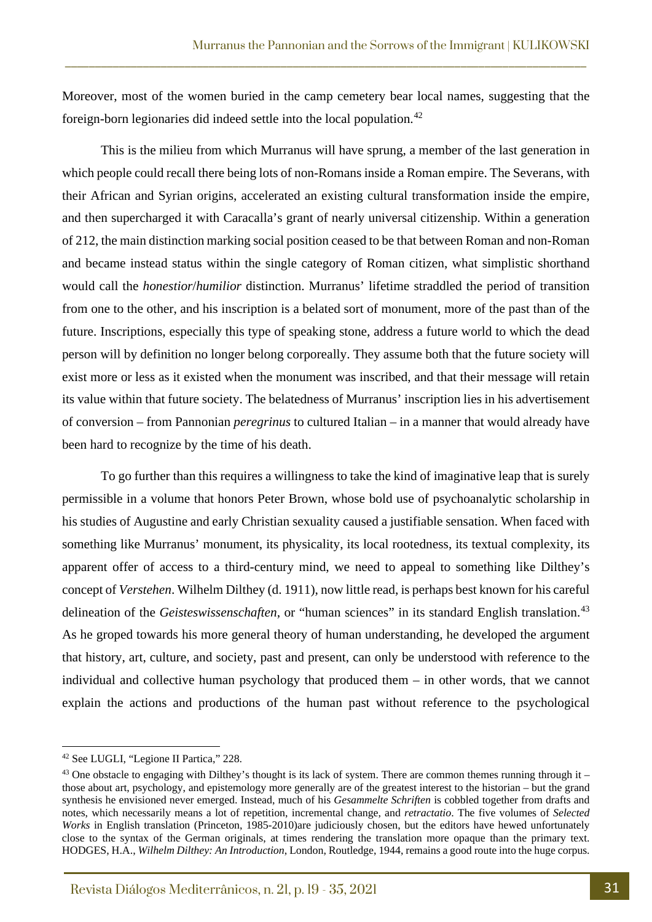Moreover, most of the women buried in the camp cemetery bear local names, suggesting that the foreign-born legionaries did indeed settle into the local population.[42]

This is the milieu from which Murranus will have sprung, a member of the last generation in which people could recall there being lots of non-Romans inside a Roman empire. The Severans, with their African and Syrian origins, accelerated an existing cultural transformation inside the empire, and then supercharged it with Caracalla's grant of nearly universal citizenship. Within a generation of 212, the main distinction marking social position ceased to be that between Roman and non-Roman and became instead status within the single category of Roman citizen, what simplistic shorthand would call the *honestior*/*humilior* distinction. Murranus' lifetime straddled the period of transition from one to the other, and his inscription is a belated sort of monument, more of the past than of the future. Inscriptions, especially this type of speaking stone, address a future world to which the dead person will by definition no longer belong corporeally. They assume both that the future society will exist more or less as it existed when the monument was inscribed, and that their message will retain its value within that future society. The belatedness of Murranus' inscription lies in his advertisement of conversion – from Pannonian *peregrinus* to cultured Italian – in a manner that would already have been hard to recognize by the time of his death.

To go further than this requires a willingness to take the kind of imaginative leap that is surely permissible in a volume that honors Peter Brown, whose bold use of psychoanalytic scholarship in his studies of Augustine and early Christian sexuality caused a justifiable sensation. When faced with something like Murranus' monument, its physicality, its local rootedness, its textual complexity, its apparent offer of access to a third-century mind, we need to appeal to something like Dilthey's concept of *Verstehen*. Wilhelm Dilthey (d. 1911), now little read, is perhaps best known for his careful delineation of the *Geisteswissenschaften*, or "human sciences" in its standard English translation.[43] As he groped towards his more general theory of human understanding, he developed the argument that history, art, culture, and society, past and present, can only be understood with reference to the individual and collective human psychology that produced them – in other words, that we cannot explain the actions and productions of the human past without reference to the psychological

---

[42] See LUGLI, "Legione II Partica," 228.

[43] One obstacle to engaging with Dilthey's thought is its lack of system. There are common themes running through it – those about art, psychology, and epistemology more generally are of the greatest interest to the historian – but the grand synthesis he envisioned never emerged. Instead, much of his *Gesammelte Schriften* is cobbled together from drafts and notes, which necessarily means a lot of repetition, incremental change, and *retractatio*. The five volumes of *Selected Works* in English translation (Princeton, 1985-2010)are judiciously chosen, but the editors have hewed unfortunately close to the syntax of the German originals, at times rendering the translation more opaque than the primary text. HODGES, H.A., *Wilhelm Dilthey: An Introduction*, London, Routledge, 1944, remains a good route into the huge corpus.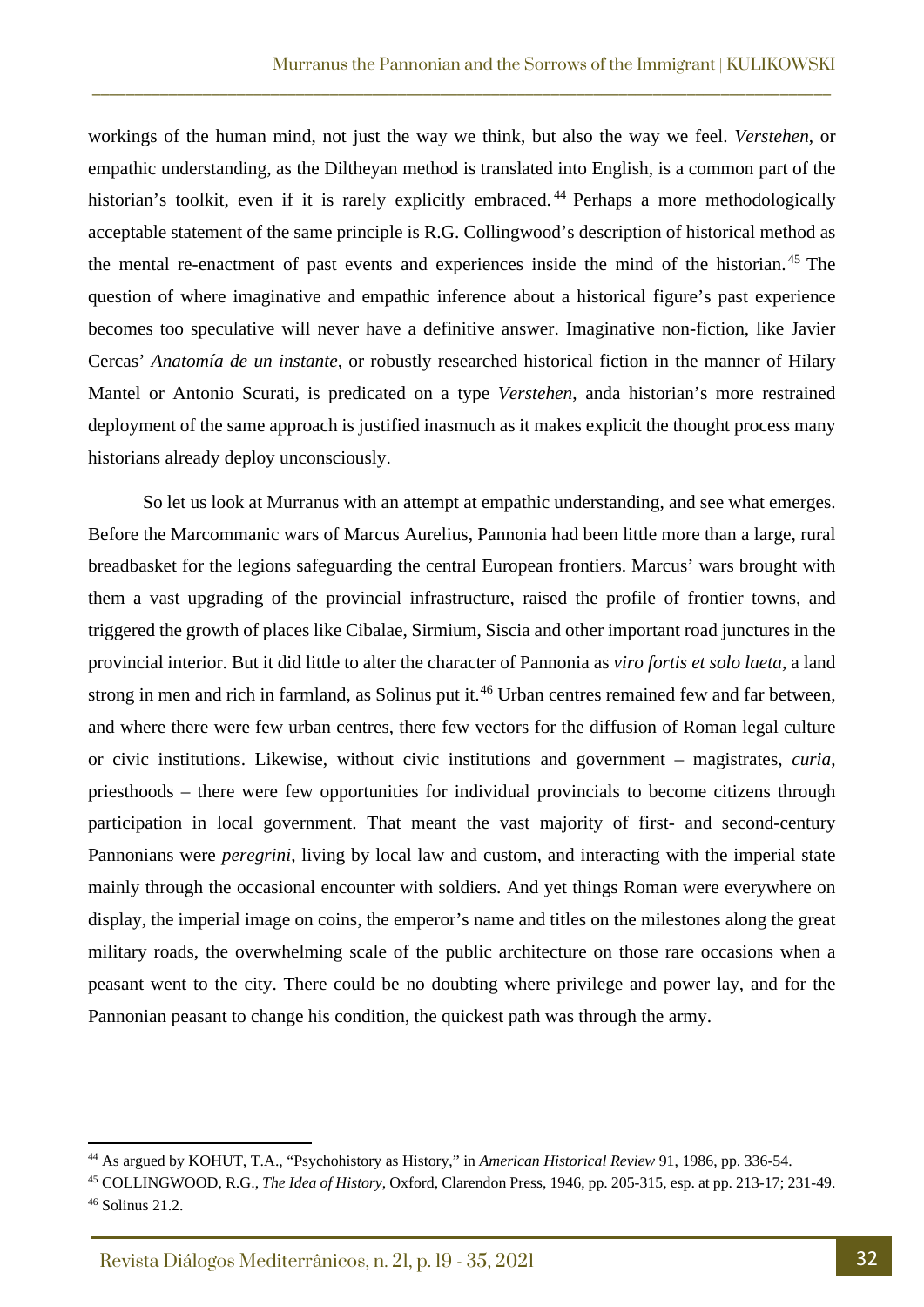workings of the human mind, not just the way we think, but also the way we feel. *Verstehen*, or empathic understanding, as the Diltheyan method is translated into English, is a common part of the historian's toolkit, even if it is rarely explicitly embraced.[44] Perhaps a more methodologically acceptable statement of the same principle is R.G. Collingwood's description of historical method as the mental re-enactment of past events and experiences inside the mind of the historian.[45] The question of where imaginative and empathic inference about a historical figure's past experience becomes too speculative will never have a definitive answer. Imaginative non-fiction, like Javier Cercas' *Anatomía de un instante*, or robustly researched historical fiction in the manner of Hilary Mantel or Antonio Scurati, is predicated on a type *Verstehen*, anda historian's more restrained deployment of the same approach is justified inasmuch as it makes explicit the thought process many historians already deploy unconsciously.

So let us look at Murranus with an attempt at empathic understanding, and see what emerges. Before the Marcommanic wars of Marcus Aurelius, Pannonia had been little more than a large, rural breadbasket for the legions safeguarding the central European frontiers. Marcus' wars brought with them a vast upgrading of the provincial infrastructure, raised the profile of frontier towns, and triggered the growth of places like Cibalae, Sirmium, Siscia and other important road junctures in the provincial interior. But it did little to alter the character of Pannonia as *viro fortis et solo laeta*, a land strong in men and rich in farmland, as Solinus put it.[46] Urban centres remained few and far between, and where there were few urban centres, there few vectors for the diffusion of Roman legal culture or civic institutions. Likewise, without civic institutions and government – magistrates, *curia*, priesthoods – there were few opportunities for individual provincials to become citizens through participation in local government. That meant the vast majority of first- and second-century Pannonians were *peregrini*, living by local law and custom, and interacting with the imperial state mainly through the occasional encounter with soldiers. And yet things Roman were everywhere on display, the imperial image on coins, the emperor's name and titles on the milestones along the great military roads, the overwhelming scale of the public architecture on those rare occasions when a peasant went to the city. There could be no doubting where privilege and power lay, and for the Pannonian peasant to change his condition, the quickest path was through the army.

---

[44] As argued by KOHUT, T.A., "Psychohistory as History," in *American Historical Review* 91, 1986, pp. 336-54.

[45] COLLINGWOOD, R.G., *The Idea of History*, Oxford, Clarendon Press, 1946, pp. 205-315, esp. at pp. 213-17; 231-49.

[46] Solinus 21.2.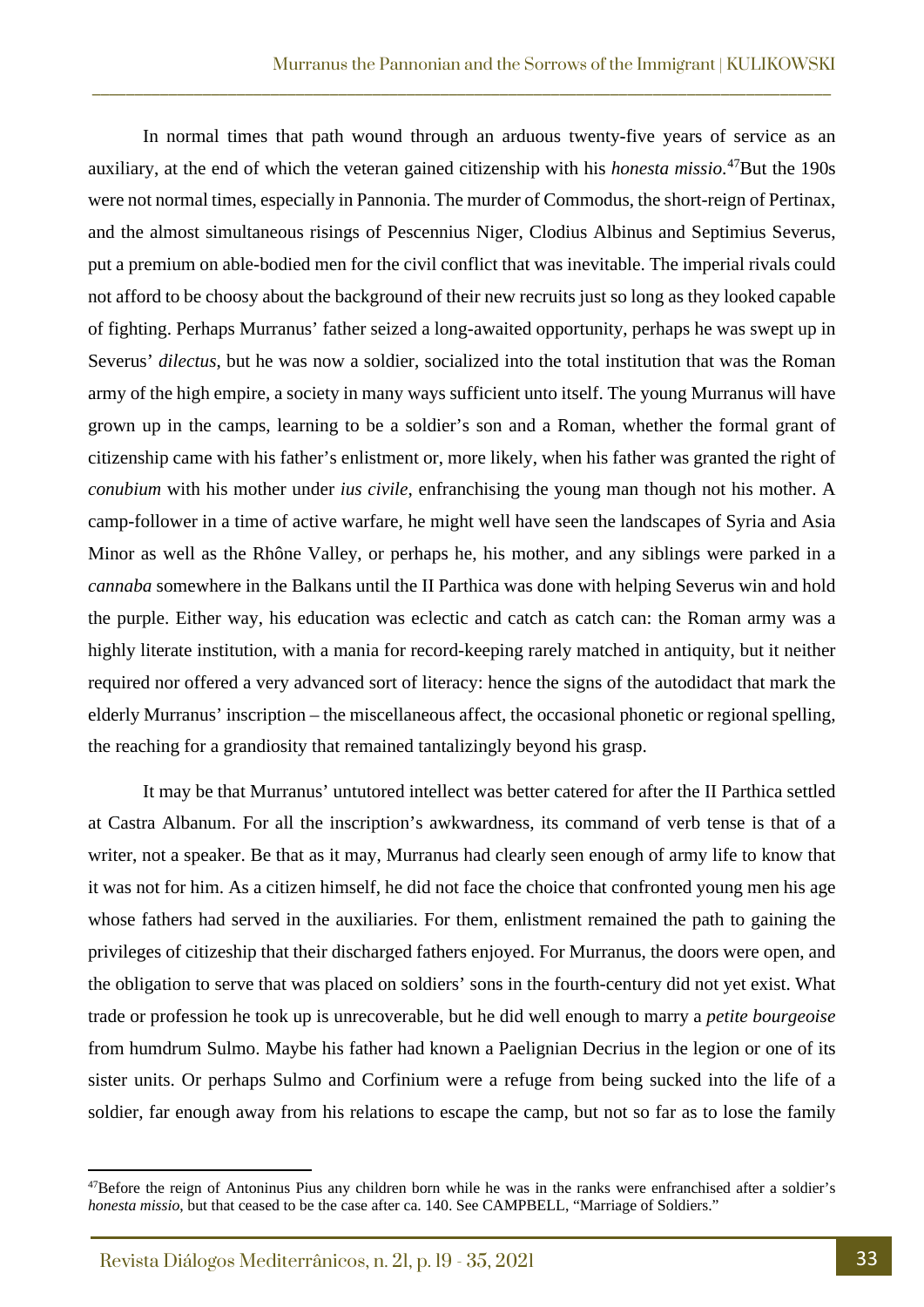In normal times that path wound through an arduous twenty-five years of service as an auxiliary, at the end of which the veteran gained citizenship with his *honesta missio*.[47]But the 190s were not normal times, especially in Pannonia. The murder of Commodus, the short-reign of Pertinax, and the almost simultaneous risings of Pescennius Niger, Clodius Albinus and Septimius Severus, put a premium on able-bodied men for the civil conflict that was inevitable. The imperial rivals could not afford to be choosy about the background of their new recruits just so long as they looked capable of fighting. Perhaps Murranus' father seized a long-awaited opportunity, perhaps he was swept up in Severus' *dilectus*, but he was now a soldier, socialized into the total institution that was the Roman army of the high empire, a society in many ways sufficient unto itself. The young Murranus will have grown up in the camps, learning to be a soldier's son and a Roman, whether the formal grant of citizenship came with his father's enlistment or, more likely, when his father was granted the right of *conubium* with his mother under *ius civile*, enfranchising the young man though not his mother. A camp-follower in a time of active warfare, he might well have seen the landscapes of Syria and Asia Minor as well as the Rhône Valley, or perhaps he, his mother, and any siblings were parked in a *cannaba* somewhere in the Balkans until the II Parthica was done with helping Severus win and hold the purple. Either way, his education was eclectic and catch as catch can: the Roman army was a highly literate institution, with a mania for record-keeping rarely matched in antiquity, but it neither required nor offered a very advanced sort of literacy: hence the signs of the autodidact that mark the elderly Murranus' inscription – the miscellaneous affect, the occasional phonetic or regional spelling, the reaching for a grandiosity that remained tantalizingly beyond his grasp.

It may be that Murranus' untutored intellect was better catered for after the II Parthica settled at Castra Albanum. For all the inscription's awkwardness, its command of verb tense is that of a writer, not a speaker. Be that as it may, Murranus had clearly seen enough of army life to know that it was not for him. As a citizen himself, he did not face the choice that confronted young men his age whose fathers had served in the auxiliaries. For them, enlistment remained the path to gaining the privileges of citizeship that their discharged fathers enjoyed. For Murranus, the doors were open, and the obligation to serve that was placed on soldiers' sons in the fourth-century did not yet exist. What trade or profession he took up is unrecoverable, but he did well enough to marry a *petite bourgeoise* from humdrum Sulmo. Maybe his father had known a Paelignian Decrius in the legion or one of its sister units. Or perhaps Sulmo and Corfinium were a refuge from being sucked into the life of a soldier, far enough away from his relations to escape the camp, but not so far as to lose the family

---

[47]Before the reign of Antoninus Pius any children born while he was in the ranks were enfranchised after a soldier's *honesta missio*, but that ceased to be the case after ca. 140. See CAMPBELL, "Marriage of Soldiers."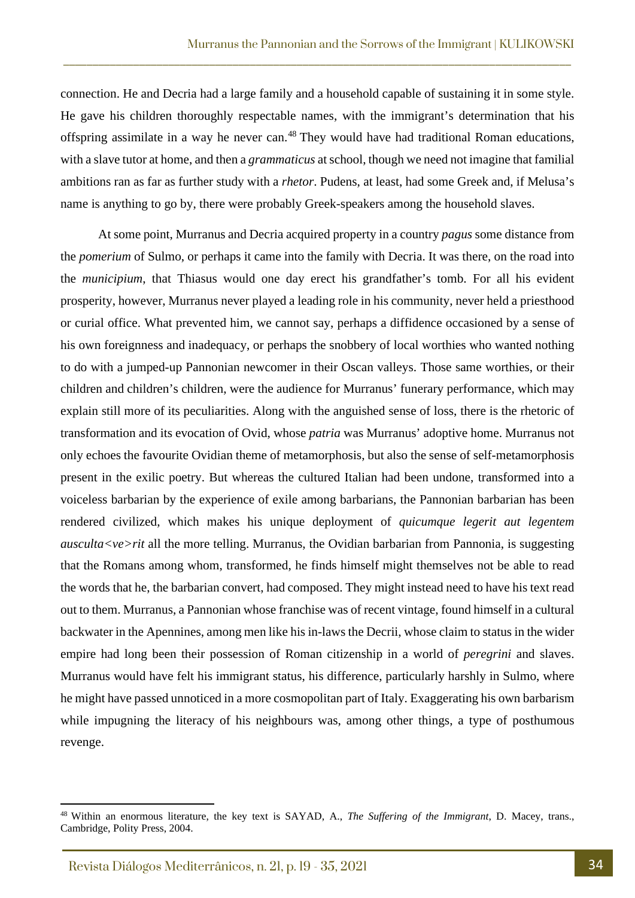connection. He and Decria had a large family and a household capable of sustaining it in some style. He gave his children thoroughly respectable names, with the immigrant's determination that his offspring assimilate in a way he never can.[48] They would have had traditional Roman educations, with a slave tutor at home, and then a *grammaticus* at school, though we need not imagine that familial ambitions ran as far as further study with a *rhetor*. Pudens, at least, had some Greek and, if Melusa's name is anything to go by, there were probably Greek-speakers among the household slaves.

At some point, Murranus and Decria acquired property in a country *pagus* some distance from the *pomerium* of Sulmo, or perhaps it came into the family with Decria. It was there, on the road into the *municipium*, that Thiasus would one day erect his grandfather's tomb. For all his evident prosperity, however, Murranus never played a leading role in his community, never held a priesthood or curial office. What prevented him, we cannot say, perhaps a diffidence occasioned by a sense of his own foreignness and inadequacy, or perhaps the snobbery of local worthies who wanted nothing to do with a jumped-up Pannonian newcomer in their Oscan valleys. Those same worthies, or their children and children's children, were the audience for Murranus' funerary performance, which may explain still more of its peculiarities. Along with the anguished sense of loss, there is the rhetoric of transformation and its evocation of Ovid, whose *patria* was Murranus' adoptive home. Murranus not only echoes the favourite Ovidian theme of metamorphosis, but also the sense of self-metamorphosis present in the exilic poetry. But whereas the cultured Italian had been undone, transformed into a voiceless barbarian by the experience of exile among barbarians, the Pannonian barbarian has been rendered civilized, which makes his unique deployment of *quicumque legerit aut legentem ausculta<ve>rit* all the more telling. Murranus, the Ovidian barbarian from Pannonia, is suggesting that the Romans among whom, transformed, he finds himself might themselves not be able to read the words that he, the barbarian convert, had composed. They might instead need to have his text read out to them. Murranus, a Pannonian whose franchise was of recent vintage, found himself in a cultural backwater in the Apennines, among men like his in-laws the Decrii, whose claim to status in the wider empire had long been their possession of Roman citizenship in a world of *peregrini* and slaves. Murranus would have felt his immigrant status, his difference, particularly harshly in Sulmo, where he might have passed unnoticed in a more cosmopolitan part of Italy. Exaggerating his own barbarism while impugning the literacy of his neighbours was, among other things, a type of posthumous revenge.

---

[48] Within an enormous literature, the key text is SAYAD, A., *The Suffering of the Immigrant*, D. Macey, trans., Cambridge, Polity Press, 2004.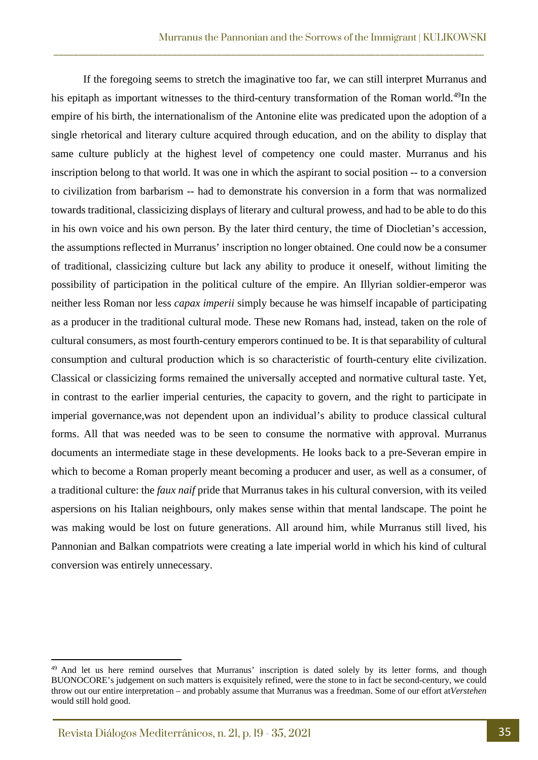If the foregoing seems to stretch the imaginative too far, we can still interpret Murranus and his epitaph as important witnesses to the third-century transformation of the Roman world.[49]In the empire of his birth, the internationalism of the Antonine elite was predicated upon the adoption of a single rhetorical and literary culture acquired through education, and on the ability to display that same culture publicly at the highest level of competency one could master. Murranus and his inscription belong to that world. It was one in which the aspirant to social position -- to a conversion to civilization from barbarism -- had to demonstrate his conversion in a form that was normalized towards traditional, classicizing displays of literary and cultural prowess, and had to be able to do this in his own voice and his own person. By the later third century, the time of Diocletian's accession, the assumptions reflected in Murranus' inscription no longer obtained. One could now be a consumer of traditional, classicizing culture but lack any ability to produce it oneself, without limiting the possibility of participation in the political culture of the empire. An Illyrian soldier-emperor was neither less Roman nor less *capax imperii* simply because he was himself incapable of participating as a producer in the traditional cultural mode. These new Romans had, instead, taken on the role of cultural consumers, as most fourth-century emperors continued to be. It is that separability of cultural consumption and cultural production which is so characteristic of fourth-century elite civilization. Classical or classicizing forms remained the universally accepted and normative cultural taste. Yet, in contrast to the earlier imperial centuries, the capacity to govern, and the right to participate in imperial governance,was not dependent upon an individual's ability to produce classical cultural forms. All that was needed was to be seen to consume the normative with approval. Murranus documents an intermediate stage in these developments. He looks back to a pre-Severan empire in which to become a Roman properly meant becoming a producer and user, as well as a consumer, of a traditional culture: the *faux naif* pride that Murranus takes in his cultural conversion, with its veiled aspersions on his Italian neighbours, only makes sense within that mental landscape. The point he was making would be lost on future generations. All around him, while Murranus still lived, his Pannonian and Balkan compatriots were creating a late imperial world in which his kind of cultural conversion was entirely unnecessary.

---

[49] And let us here remind ourselves that Murranus' inscription is dated solely by its letter forms, and though BUONOCORE's judgement on such matters is exquisitely refined, were the stone to in fact be second-century, we could throw out our entire interpretation – and probably assume that Murranus was a freedman. Some of our effort at*Verstehen* would still hold good.